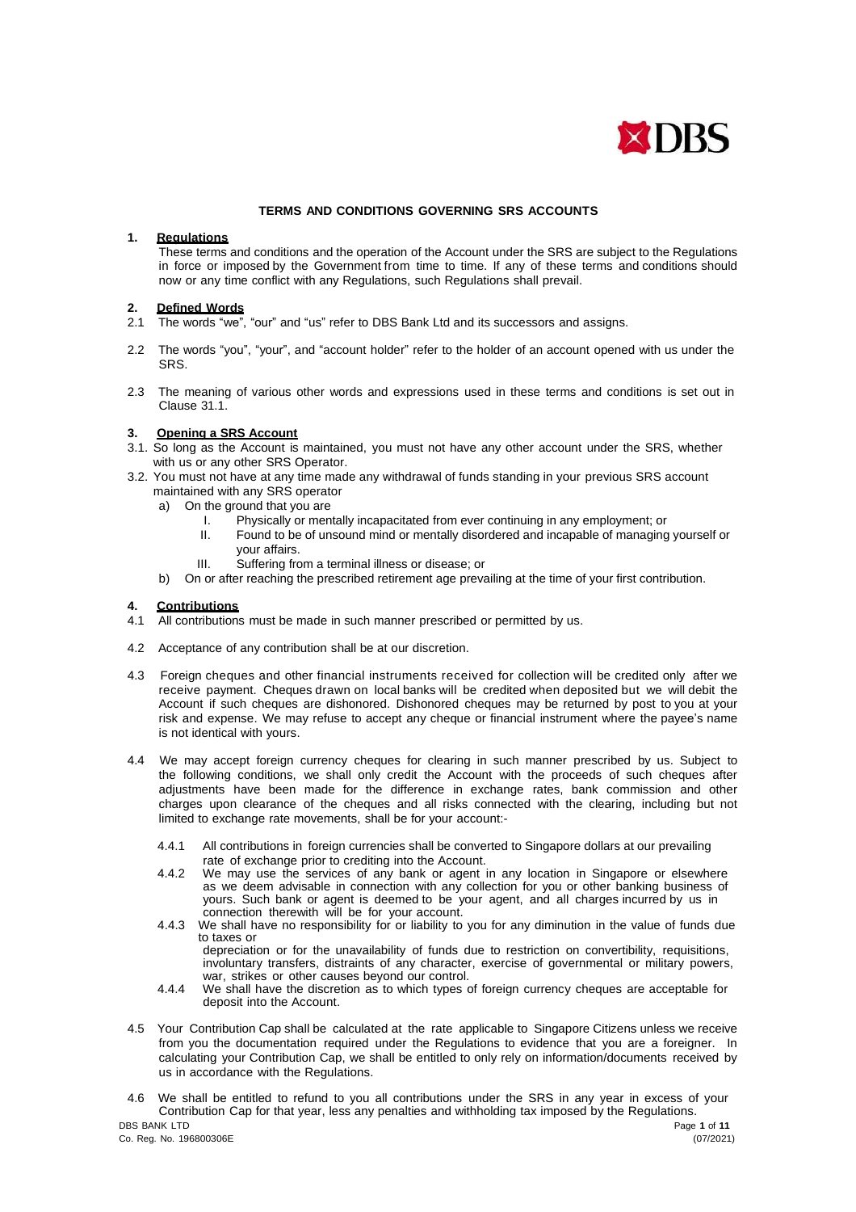# TERMS AND CONDITIONS GOVERNING SRS ACCOUNTS

## 1. Regulations

These terms and conditions and the operation of the Account under the SRS are subject to the Regulations in force or imposed by the Government from time to time. If any of these terms and conditions should now or any time conflict with any Regulations, such Regulations shall prevail.

## 2. Defined Words

2.1 The words "we", "our" and "us" refer to DBS Bank Ltd and its successors and assigns.

2.2 The words "you", "your", and "account holder" refer to the holder of an account opened with us under the SRS.

2.3 The meaning of various other words and expressions used in these terms and conditions is set out in Clause 31.1.

## 3. Opening a SRS Account

3.1. So long as the Account is maintained, you must not have any other account under the SRS, whether with us or any other SRS Operator.

3.2. You must not have at any time made any withdrawal of funds standing in your previous SRS account maintained with any SRS operator

a) On the ground that you are

I. Physically or mentally incapacitated from ever continuing in any employment; or

II. Found to be of unsound mind or mentally disordered and incapable of managing yourself or your affairs.

III. Suffering from a terminal illness or disease; or

b) On or after reaching the prescribed retirement age prevailing at the time of your first contribution.

## 4. Contributions

4.1 All contributions must be made in such manner prescribed or permitted by us.

4.2 Acceptance of any contribution shall be at our discretion.

4.3 Foreign cheques and other financial instruments received for collection will be credited only after we receive payment. Cheques drawn on local banks will be credited when deposited but we will debit the Account if such cheques are dishonored. Dishonored cheques may be returned by post to you at your risk and expense. We may refuse to accept any cheque or financial instrument where the payee's name is not identical with yours.

4.4 We may accept foreign currency cheques for clearing in such manner prescribed by us. Subject to the following conditions, we shall only credit the Account with the proceeds of such cheques after adjustments have been made for the difference in exchange rates, bank commission and other charges upon clearance of the cheques and all risks connected with the clearing, including but not limited to exchange rate movements, shall be for your account:-

4.4.1 All contributions in foreign currencies shall be converted to Singapore dollars at our prevailing rate of exchange prior to crediting into the Account.

4.4.2 We may use the services of any bank or agent in any location in Singapore or elsewhere as we deem advisable in connection with any collection for you or other banking business of yours. Such bank or agent is deemed to be your agent, and all charges incurred by us in connection therewith will be for your account.

4.4.3 We shall have no responsibility for or liability to you for any diminution in the value of funds due to taxes or depreciation or for the unavailability of funds due to restriction on convertibility, requisitions, involuntary transfers, distraints of any character, exercise of governmental or military powers, war, strikes or other causes beyond our control.

4.4.4 We shall have the discretion as to which types of foreign currency cheques are acceptable for deposit into the Account.

4.5 Your Contribution Cap shall be calculated at the rate applicable to Singapore Citizens unless we receive from you the documentation required under the Regulations to evidence that you are a foreigner. In calculating your Contribution Cap, we shall be entitled to only rely on information/documents received by us in accordance with the Regulations.

4.6 We shall be entitled to refund to you all contributions under the SRS in any year in excess of your Contribution Cap for that year, less any penalties and withholding tax imposed by the Regulations.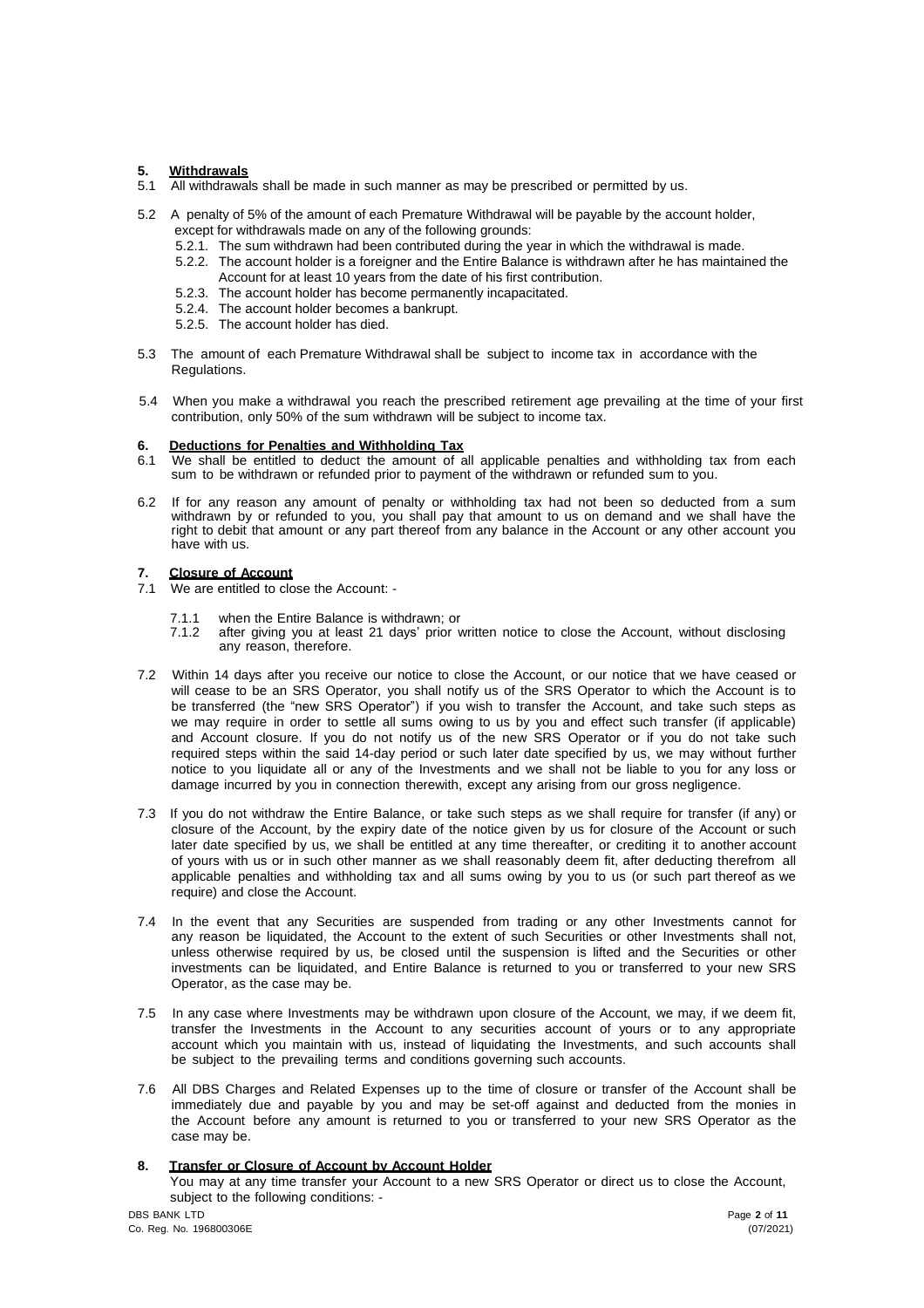## 5. Withdrawals

5.1 All withdrawals shall be made in such manner as may be prescribed or permitted by us.

5.2 A penalty of 5% of the amount of each Premature Withdrawal will be payable by the account holder, except for withdrawals made on any of the following grounds:

- 5.2.1. The sum withdrawn had been contributed during the year in which the withdrawal is made.
- 5.2.2. The account holder is a foreigner and the Entire Balance is withdrawn after he has maintained the Account for at least 10 years from the date of his first contribution.
- 5.2.3. The account holder has become permanently incapacitated.
- 5.2.4. The account holder becomes a bankrupt.
- 5.2.5. The account holder has died.

5.3 The amount of each Premature Withdrawal shall be subject to income tax in accordance with the Regulations.

5.4 When you make a withdrawal you reach the prescribed retirement age prevailing at the time of your first contribution, only 50% of the sum withdrawn will be subject to income tax.

## 6. Deductions for Penalties and Withholding Tax

6.1 We shall be entitled to deduct the amount of all applicable penalties and withholding tax from each sum to be withdrawn or refunded prior to payment of the withdrawn or refunded sum to you.

6.2 If for any reason any amount of penalty or withholding tax had not been so deducted from a sum withdrawn by or refunded to you, you shall pay that amount to us on demand and we shall have the right to debit that amount or any part thereof from any balance in the Account or any other account you have with us.

## 7. Closure of Account

7.1 We are entitled to close the Account: -

- 7.1.1 when the Entire Balance is withdrawn; or
- 7.1.2 after giving you at least 21 days' prior written notice to close the Account, without disclosing any reason, therefore.

7.2 Within 14 days after you receive our notice to close the Account, or our notice that we have ceased or will cease to be an SRS Operator, you shall notify us of the SRS Operator to which the Account is to be transferred (the "new SRS Operator") if you wish to transfer the Account, and take such steps as we may require in order to settle all sums owing to us by you and effect such transfer (if applicable) and Account closure. If you do not notify us of the new SRS Operator or if you do not take such required steps within the said 14-day period or such later date specified by us, we may without further notice to you liquidate all or any of the Investments and we shall not be liable to you for any loss or damage incurred by you in connection therewith, except any arising from our gross negligence.

7.3 If you do not withdraw the Entire Balance, or take such steps as we shall require for transfer (if any) or closure of the Account, by the expiry date of the notice given by us for closure of the Account or such later date specified by us, we shall be entitled at any time thereafter, or crediting it to another account of yours with us or in such other manner as we shall reasonably deem fit, after deducting therefrom all applicable penalties and withholding tax and all sums owing by you to us (or such part thereof as we require) and close the Account.

7.4 In the event that any Securities are suspended from trading or any other Investments cannot for any reason be liquidated, the Account to the extent of such Securities or other Investments shall not, unless otherwise required by us, be closed until the suspension is lifted and the Securities or other investments can be liquidated, and Entire Balance is returned to you or transferred to your new SRS Operator, as the case may be.

7.5 In any case where Investments may be withdrawn upon closure of the Account, we may, if we deem fit, transfer the Investments in the Account to any securities account of yours or to any appropriate account which you maintain with us, instead of liquidating the Investments, and such accounts shall be subject to the prevailing terms and conditions governing such accounts.

7.6 All DBS Charges and Related Expenses up to the time of closure or transfer of the Account shall be immediately due and payable by you and may be set-off against and deducted from the monies in the Account before any amount is returned to you or transferred to your new SRS Operator as the case may be.

## 8. Transfer or Closure of Account by Account Holder

You may at any time transfer your Account to a new SRS Operator or direct us to close the Account, subject to the following conditions: -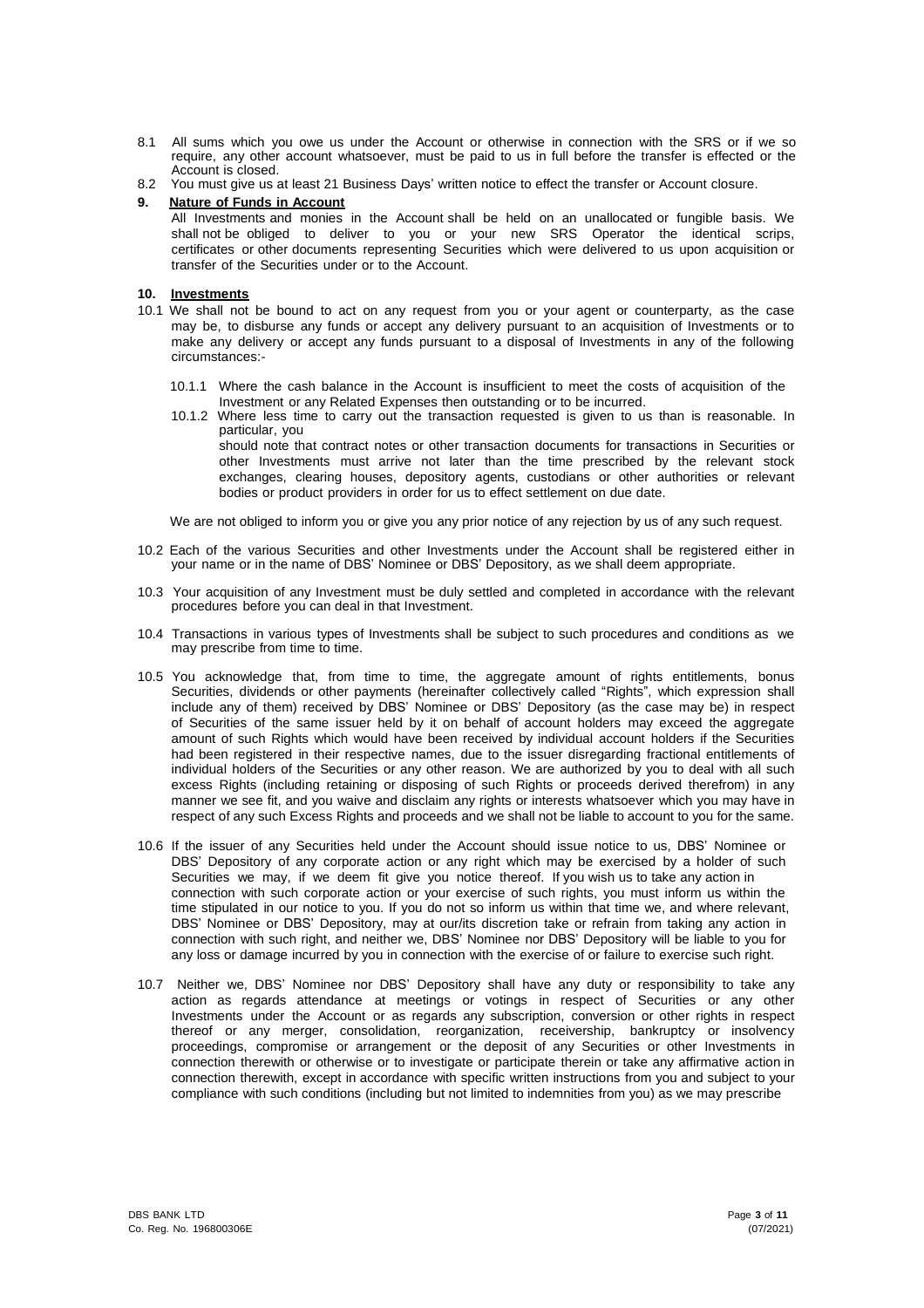8.1 All sums which you owe us under the Account or otherwise in connection with the SRS or if we so require, any other account whatsoever, must be paid to us in full before the transfer is effected or the Account is closed.

8.2 You must give us at least 21 Business Days' written notice to effect the transfer or Account closure.

## 9. Nature of Funds in Account

All Investments and monies in the Account shall be held on an unallocated or fungible basis. We shall not be obliged to deliver to you or your new SRS Operator the identical scrips, certificates or other documents representing Securities which were delivered to us upon acquisition or transfer of the Securities under or to the Account.

## 10. Investments

10.1 We shall not be bound to act on any request from you or your agent or counterparty, as the case may be, to disburse any funds or accept any delivery pursuant to an acquisition of Investments or to make any delivery or accept any funds pursuant to a disposal of Investments in any of the following circumstances:-

10.1.1 Where the cash balance in the Account is insufficient to meet the costs of acquisition of the Investment or any Related Expenses then outstanding or to be incurred.

10.1.2 Where less time to carry out the transaction requested is given to us than is reasonable. In particular, you should note that contract notes or other transaction documents for transactions in Securities or other Investments must arrive not later than the time prescribed by the relevant stock exchanges, clearing houses, depository agents, custodians or other authorities or relevant bodies or product providers in order for us to effect settlement on due date.

We are not obliged to inform you or give you any prior notice of any rejection by us of any such request.

10.2 Each of the various Securities and other Investments under the Account shall be registered either in your name or in the name of DBS' Nominee or DBS' Depository, as we shall deem appropriate.

10.3 Your acquisition of any Investment must be duly settled and completed in accordance with the relevant procedures before you can deal in that Investment.

10.4 Transactions in various types of Investments shall be subject to such procedures and conditions as we may prescribe from time to time.

10.5 You acknowledge that, from time to time, the aggregate amount of rights entitlements, bonus Securities, dividends or other payments (hereinafter collectively called "Rights", which expression shall include any of them) received by DBS' Nominee or DBS' Depository (as the case may be) in respect of Securities of the same issuer held by it on behalf of account holders may exceed the aggregate amount of such Rights which would have been received by individual account holders if the Securities had been registered in their respective names, due to the issuer disregarding fractional entitlements of individual holders of the Securities or any other reason. We are authorized by you to deal with all such excess Rights (including retaining or disposing of such Rights or proceeds derived therefrom) in any manner we see fit, and you waive and disclaim any rights or interests whatsoever which you may have in respect of any such Excess Rights and proceeds and we shall not be liable to account to you for the same.

10.6 If the issuer of any Securities held under the Account should issue notice to us, DBS' Nominee or DBS' Depository of any corporate action or any right which may be exercised by a holder of such Securities we may, if we deem fit give you notice thereof. If you wish us to take any action in connection with such corporate action or your exercise of such rights, you must inform us within the time stipulated in our notice to you. If you do not so inform us within that time we, and where relevant, DBS' Nominee or DBS' Depository, may at our/its discretion take or refrain from taking any action in connection with such right, and neither we, DBS' Nominee nor DBS' Depository will be liable to you for any loss or damage incurred by you in connection with the exercise of or failure to exercise such right.

10.7 Neither we, DBS' Nominee nor DBS' Depository shall have any duty or responsibility to take any action as regards attendance at meetings or votings in respect of Securities or any other Investments under the Account or as regards any subscription, conversion or other rights in respect thereof or any merger, consolidation, reorganization, receivership, bankruptcy or insolvency proceedings, compromise or arrangement or the deposit of any Securities or other Investments in connection therewith or otherwise or to investigate or participate therein or take any affirmative action in connection therewith, except in accordance with specific written instructions from you and subject to your compliance with such conditions (including but not limited to indemnities from you) as we may prescribe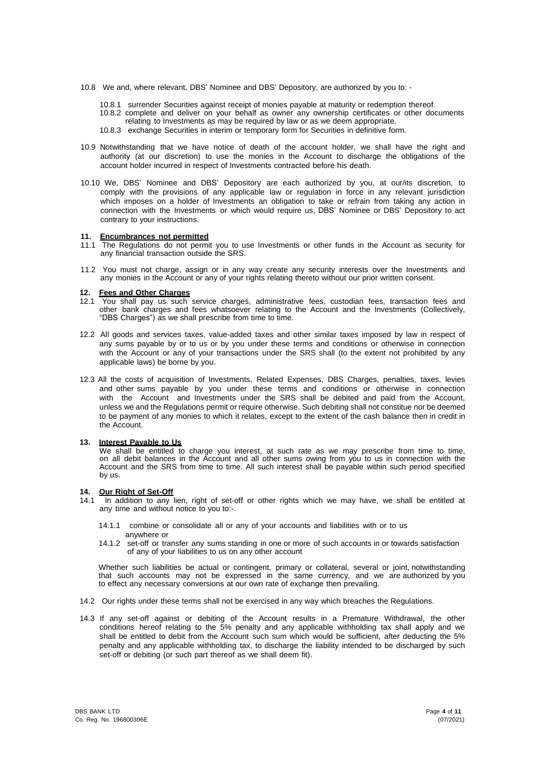10.8 We and, where relevant, DBS' Nominee and DBS' Depository, are authorized by you to: -

10.8.1 surrender Securities against receipt of monies payable at maturity or redemption thereof.

10.8.2 complete and deliver on your behalf as owner any ownership certificates or other documents relating to Investments as may be required by law or as we deem appropriate.

10.8.3 exchange Securities in interim or temporary form for Securities in definitive form.

10.9 Notwithstanding that we have notice of death of the account holder, we shall have the right and authority (at our discretion) to use the monies in the Account to discharge the obligations of the account holder incurred in respect of Investments contracted before his death.

10.10 We, DBS' Nominee and DBS' Depository are each authorized by you, at our/its discretion, to comply with the provisions of any applicable law or regulation in force in any relevant jurisdiction which imposes on a holder of Investments an obligation to take or refrain from taking any action in connection with the Investments or which would require us, DBS' Nominee or DBS' Depository to act contrary to your instructions.

## 11. Encumbrances not permitted

11.1 The Regulations do not permit you to use Investments or other funds in the Account as security for any financial transaction outside the SRS.

11.2 You must not charge, assign or in any way create any security interests over the Investments and any monies in the Account or any of your rights relating thereto without our prior written consent.

## 12. Fees and Other Charges

12.1 You shall pay us such service charges, administrative fees, custodian fees, transaction fees and other bank charges and fees whatsoever relating to the Account and the Investments (Collectively, "DBS Charges") as we shall prescribe from time to time.

12.2 All goods and services taxes, value-added taxes and other similar taxes imposed by law in respect of any sums payable by or to us or by you under these terms and conditions or otherwise in connection with the Account or any of your transactions under the SRS shall (to the extent not prohibited by any applicable laws) be borne by you.

12.3 All the costs of acquisition of Investments, Related Expenses, DBS Charges, penalties, taxes, levies and other sums payable by you under these terms and conditions or otherwise in connection with the Account and Investments under the SRS shall be debited and paid from the Account, unless we and the Regulations permit or require otherwise. Such debiting shall not constitue nor be deemed to be payment of any monies to which it relates, except to the extent of the cash balance then in credit in the Account.

## 13. Interest Payable to Us

We shall be entitled to charge you interest, at such rate as we may prescribe from time to time, on all debit balances in the Account and all other sums owing from you to us in connection with the Account and the SRS from time to time. All such interest shall be payable within such period specified by us.

## 14. Our Right of Set-Off

14.1 In addition to any lien, right of set-off or other rights which we may have, we shall be entitled at any time and without notice to you to:-.

14.1.1 combine or consolidate all or any of your accounts and liabilities with or to us anywhere or

14.1.2 set-off or transfer any sums standing in one or more of such accounts in or towards satisfaction of any of your liabilities to us on any other account

Whether such liabilities be actual or contingent, primary or collateral, several or joint, notwithstanding that such accounts may not be expressed in the same currency, and we are authorized by you to effect any necessary conversions at our own rate of exchange then prevailing.

14.2 Our rights under these terms shall not be exercised in any way which breaches the Regulations.

14.3 If any set-off against or debiting of the Account results in a Premature Withdrawal, the other conditions hereof relating to the 5% penalty and any applicable withholding tax shall apply and we shall be entitled to debit from the Account such sum which would be sufficient, after deducting the 5% penalty and any applicable withholding tax, to discharge the liability intended to be discharged by such set-off or debiting (or such part thereof as we shall deem fit).

DBS BANK LTD
Co. Reg. No. 196800306E

(07/2021)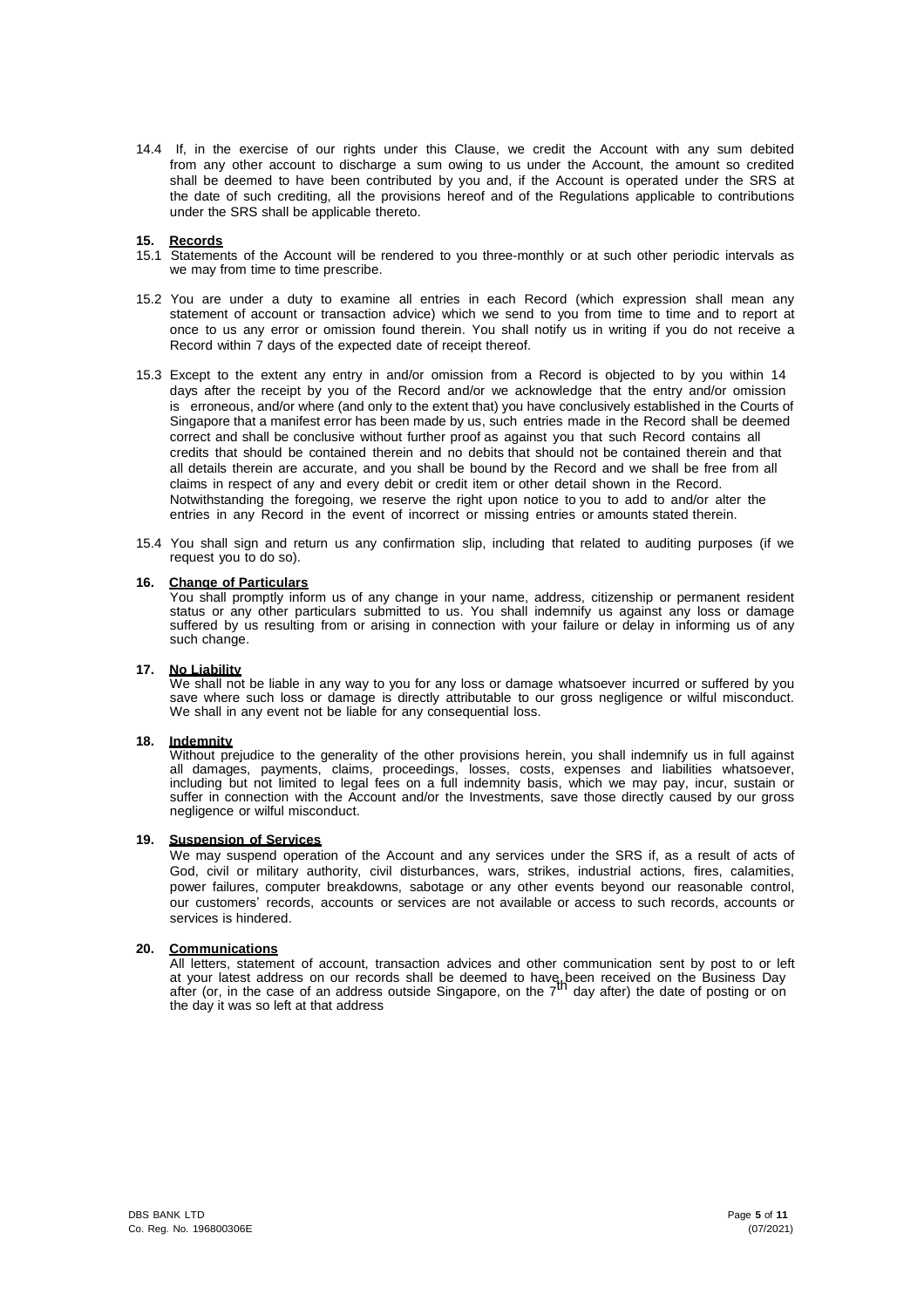14.4 If, in the exercise of our rights under this Clause, we credit the Account with any sum debited from any other account to discharge a sum owing to us under the Account, the amount so credited shall be deemed to have been contributed by you and, if the Account is operated under the SRS at the date of such crediting, all the provisions hereof and of the Regulations applicable to contributions under the SRS shall be applicable thereto.

**15. Records**

15.1 Statements of the Account will be rendered to you three-monthly or at such other periodic intervals as we may from time to time prescribe.

15.2 You are under a duty to examine all entries in each Record (which expression shall mean any statement of account or transaction advice) which we send to you from time to time and to report at once to us any error or omission found therein. You shall notify us in writing if you do not receive a Record within 7 days of the expected date of receipt thereof.

15.3 Except to the extent any entry in and/or omission from a Record is objected to by you within 14 days after the receipt by you of the Record and/or we acknowledge that the entry and/or omission is erroneous, and/or where (and only to the extent that) you have conclusively established in the Courts of Singapore that a manifest error has been made by us, such entries made in the Record shall be deemed correct and shall be conclusive without further proof as against you that such Record contains all credits that should be contained therein and no debits that should not be contained therein and that all details therein are accurate, and you shall be bound by the Record and we shall be free from all claims in respect of any and every debit or credit item or other detail shown in the Record. Notwithstanding the foregoing, we reserve the right upon notice to you to add to and/or alter the entries in any Record in the event of incorrect or missing entries or amounts stated therein.

15.4 You shall sign and return us any confirmation slip, including that related to auditing purposes (if we request you to do so).

**16. Change of Particulars**

You shall promptly inform us of any change in your name, address, citizenship or permanent resident status or any other particulars submitted to us. You shall indemnify us against any loss or damage suffered by us resulting from or arising in connection with your failure or delay in informing us of any such change.

**17. No Liability**

We shall not be liable in any way to you for any loss or damage whatsoever incurred or suffered by you save where such loss or damage is directly attributable to our gross negligence or wilful misconduct. We shall in any event not be liable for any consequential loss.

**18. Indemnity**

Without prejudice to the generality of the other provisions herein, you shall indemnify us in full against all damages, payments, claims, proceedings, losses, costs, expenses and liabilities whatsoever, including but not limited to legal fees on a full indemnity basis, which we may pay, incur, sustain or suffer in connection with the Account and/or the Investments, save those directly caused by our gross negligence or wilful misconduct.

**19. Suspension of Services**

We may suspend operation of the Account and any services under the SRS if, as a result of acts of God, civil or military authority, civil disturbances, wars, strikes, industrial actions, fires, calamities, power failures, computer breakdowns, sabotage or any other events beyond our reasonable control, our customers' records, accounts or services are not available or access to such records, accounts or services is hindered.

**20. Communications**

All letters, statement of account, transaction advices and other communication sent by post to or left at your latest address on our records shall be deemed to have been received on the Business Day after (or, in the case of an address outside Singapore, on the 7th day after) the date of posting or on the day it was so left at that address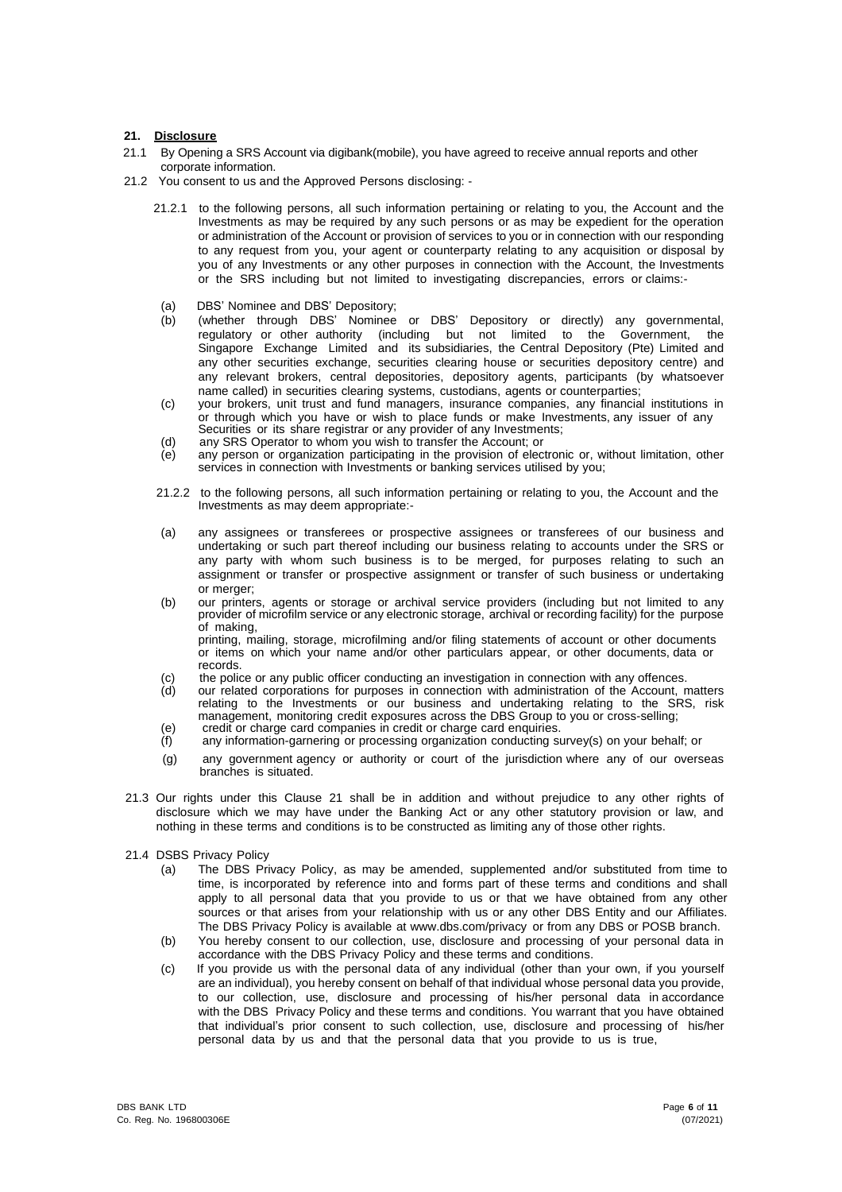## 21. Disclosure

21.1 By Opening a SRS Account via digibank(mobile), you have agreed to receive annual reports and other corporate information.

21.2 You consent to us and the Approved Persons disclosing: -

21.2.1 to the following persons, all such information pertaining or relating to you, the Account and the Investments as may be required by any such persons or as may be expedient for the operation or administration of the Account or provision of services to you or in connection with our responding to any request from you, your agent or counterparty relating to any acquisition or disposal by you of any Investments or any other purposes in connection with the Account, the Investments or the SRS including but not limited to investigating discrepancies, errors or claims:-

(a) DBS' Nominee and DBS' Depository;

(b) (whether through DBS' Nominee or DBS' Depository or directly) any governmental, regulatory or other authority (including but not limited to the Government, the Singapore Exchange Limited and its subsidiaries, the Central Depository (Pte) Limited and any other securities exchange, securities clearing house or securities depository centre) and any relevant brokers, central depositories, depository agents, participants (by whatsoever name called) in securities clearing systems, custodians, agents or counterparties;

(c) your brokers, unit trust and fund managers, insurance companies, any financial institutions in or through which you have or wish to place funds or make Investments, any issuer of any Securities or its share registrar or any provider of any Investments;

(d) any SRS Operator to whom you wish to transfer the Account; or

(e) any person or organization participating in the provision of electronic or, without limitation, other services in connection with Investments or banking services utilised by you;

21.2.2 to the following persons, all such information pertaining or relating to you, the Account and the Investments as may deem appropriate:-

(a) any assignees or transferees or prospective assignees or transferees of our business and undertaking or such part thereof including our business relating to accounts under the SRS or any party with whom such business is to be merged, for purposes relating to such an assignment or transfer or prospective assignment or transfer of such business or undertaking or merger;

(b) our printers, agents or storage or archival service providers (including but not limited to any provider of microfilm service or any electronic storage, archival or recording facility) for the purpose of making, printing, mailing, storage, microfilming and/or filing statements of account or other documents or items on which your name and/or other particulars appear, or other documents, data or records.

(c) the police or any public officer conducting an investigation in connection with any offences.

(d) our related corporations for purposes in connection with administration of the Account, matters relating to the Investments or our business and undertaking relating to the SRS, risk management, monitoring credit exposures across the DBS Group to you or cross-selling;

(e) credit or charge card companies in credit or charge card enquiries.

(f) any information-garnering or processing organization conducting survey(s) on your behalf; or

(g) any government agency or authority or court of the jurisdiction where any of our overseas branches is situated.

21.3 Our rights under this Clause 21 shall be in addition and without prejudice to any other rights of disclosure which we may have under the Banking Act or any other statutory provision or law, and nothing in these terms and conditions is to be constructed as limiting any of those other rights.

21.4 DSBS Privacy Policy

(a) The DBS Privacy Policy, as may be amended, supplemented and/or substituted from time to time, is incorporated by reference into and forms part of these terms and conditions and shall apply to all personal data that you provide to us or that we have obtained from any other sources or that arises from your relationship with us or any other DBS Entity and our Affiliates. The DBS Privacy Policy is available at www.dbs.com/privacy or from any DBS or POSB branch.

(b) You hereby consent to our collection, use, disclosure and processing of your personal data in accordance with the DBS Privacy Policy and these terms and conditions.

(c) If you provide us with the personal data of any individual (other than your own, if you yourself are an individual), you hereby consent on behalf of that individual whose personal data you provide, to our collection, use, disclosure and processing of his/her personal data in accordance with the DBS Privacy Policy and these terms and conditions. You warrant that you have obtained that individual's prior consent to such collection, use, disclosure and processing of his/her personal data by us and that the personal data that you provide to us is true,

DBS BANK LTD
Co. Reg. No. 196800306E

(07/2021)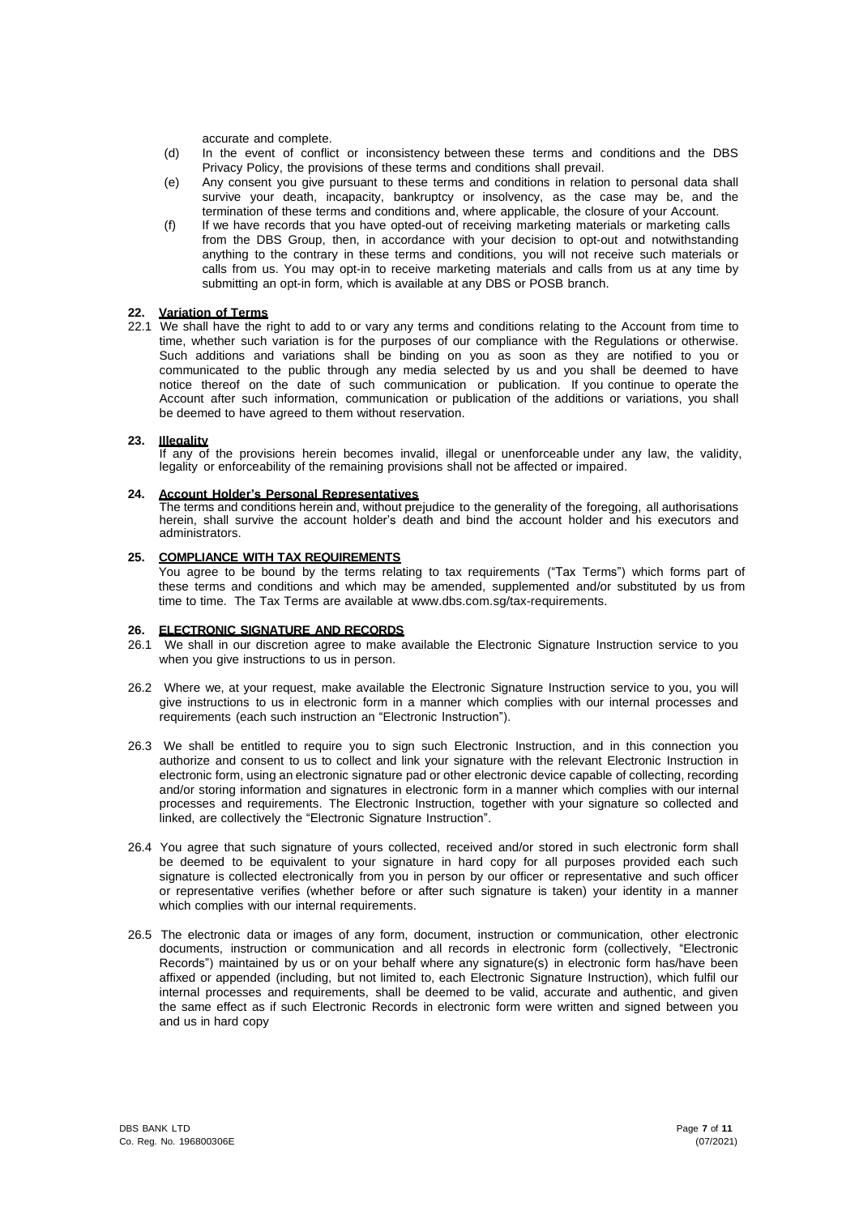accurate and complete.

(d) In the event of conflict or inconsistency between these terms and conditions and the DBS Privacy Policy, the provisions of these terms and conditions shall prevail.

(e) Any consent you give pursuant to these terms and conditions in relation to personal data shall survive your death, incapacity, bankruptcy or insolvency, as the case may be, and the termination of these terms and conditions and, where applicable, the closure of your Account.

(f) If we have records that you have opted-out of receiving marketing materials or marketing calls from the DBS Group, then, in accordance with your decision to opt-out and notwithstanding anything to the contrary in these terms and conditions, you will not receive such materials or calls from us. You may opt-in to receive marketing materials and calls from us at any time by submitting an opt-in form, which is available at any DBS or POSB branch.

## 22. Variation of Terms

22.1 We shall have the right to add to or vary any terms and conditions relating to the Account from time to time, whether such variation is for the purposes of our compliance with the Regulations or otherwise. Such additions and variations shall be binding on you as soon as they are notified to you or communicated to the public through any media selected by us and you shall be deemed to have notice thereof on the date of such communication or publication. If you continue to operate the Account after such information, communication or publication of the additions or variations, you shall be deemed to have agreed to them without reservation.

## 23. Illegality

If any of the provisions herein becomes invalid, illegal or unenforceable under any law, the validity, legality or enforceability of the remaining provisions shall not be affected or impaired.

## 24. Account Holder's Personal Representatives

The terms and conditions herein and, without prejudice to the generality of the foregoing, all authorisations herein, shall survive the account holder's death and bind the account holder and his executors and administrators.

## 25. COMPLIANCE WITH TAX REQUIREMENTS

You agree to be bound by the terms relating to tax requirements ("Tax Terms") which forms part of these terms and conditions and which may be amended, supplemented and/or substituted by us from time to time. The Tax Terms are available at www.dbs.com.sg/tax-requirements.

## 26. ELECTRONIC SIGNATURE AND RECORDS

26.1 We shall in our discretion agree to make available the Electronic Signature Instruction service to you when you give instructions to us in person.

26.2 Where we, at your request, make available the Electronic Signature Instruction service to you, you will give instructions to us in electronic form in a manner which complies with our internal processes and requirements (each such instruction an "Electronic Instruction").

26.3 We shall be entitled to require you to sign such Electronic Instruction, and in this connection you authorize and consent to us to collect and link your signature with the relevant Electronic Instruction in electronic form, using an electronic signature pad or other electronic device capable of collecting, recording and/or storing information and signatures in electronic form in a manner which complies with our internal processes and requirements. The Electronic Instruction, together with your signature so collected and linked, are collectively the "Electronic Signature Instruction".

26.4 You agree that such signature of yours collected, received and/or stored in such electronic form shall be deemed to be equivalent to your signature in hard copy for all purposes provided each such signature is collected electronically from you in person by our officer or representative and such officer or representative verifies (whether before or after such signature is taken) your identity in a manner which complies with our internal requirements.

26.5 The electronic data or images of any form, document, instruction or communication, other electronic documents, instruction or communication and all records in electronic form (collectively, "Electronic Records") maintained by us or on your behalf where any signature(s) in electronic form has/have been affixed or appended (including, but not limited to, each Electronic Signature Instruction), which fulfil our internal processes and requirements, shall be deemed to be valid, accurate and authentic, and given the same effect as if such Electronic Records in electronic form were written and signed between you and us in hard copy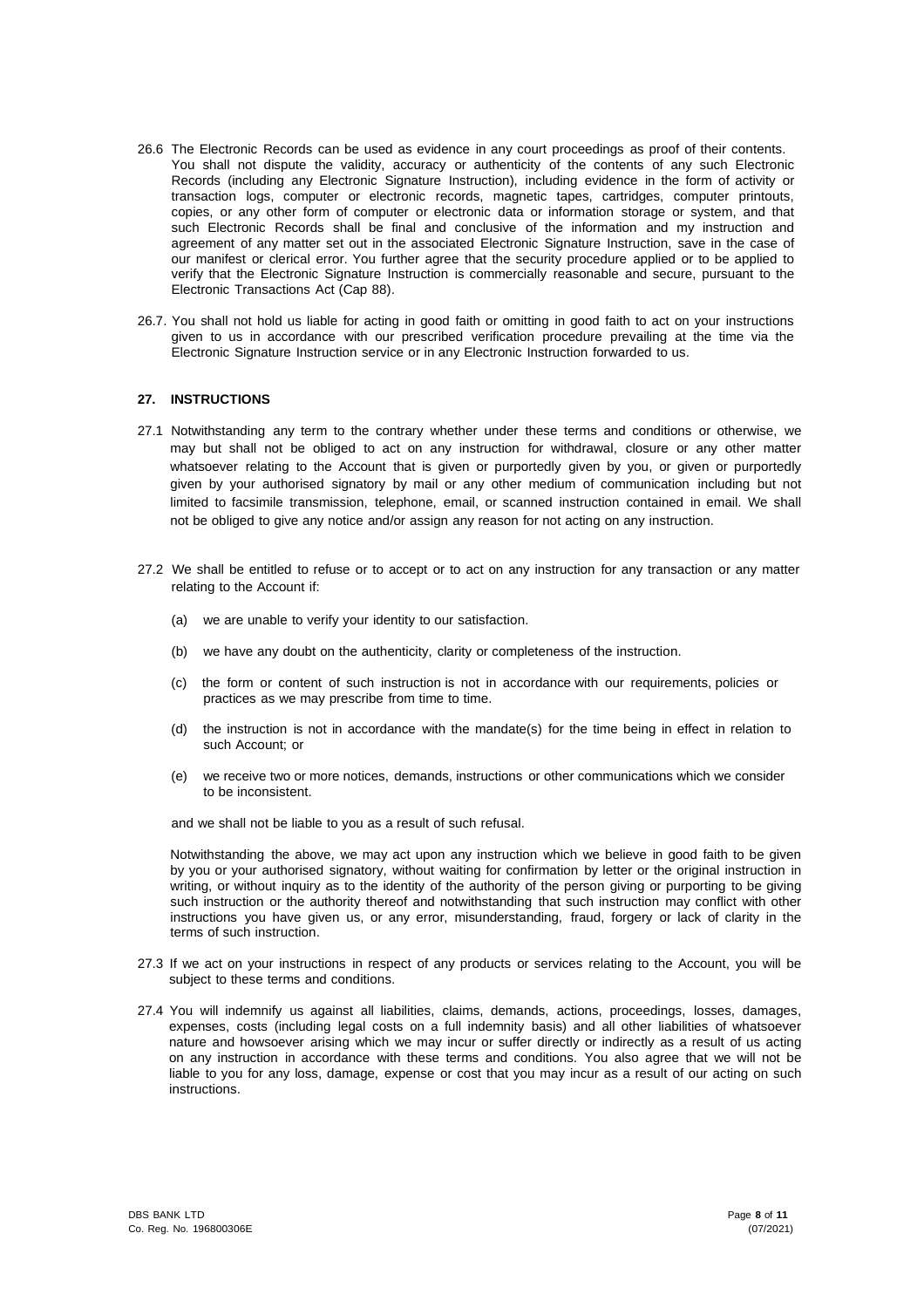26.6 The Electronic Records can be used as evidence in any court proceedings as proof of their contents. You shall not dispute the validity, accuracy or authenticity of the contents of any such Electronic Records (including any Electronic Signature Instruction), including evidence in the form of activity or transaction logs, computer or electronic records, magnetic tapes, cartridges, computer printouts, copies, or any other form of computer or electronic data or information storage or system, and that such Electronic Records shall be final and conclusive of the information and my instruction and agreement of any matter set out in the associated Electronic Signature Instruction, save in the case of our manifest or clerical error. You further agree that the security procedure applied or to be applied to verify that the Electronic Signature Instruction is commercially reasonable and secure, pursuant to the Electronic Transactions Act (Cap 88).

26.7. You shall not hold us liable for acting in good faith or omitting in good faith to act on your instructions given to us in accordance with our prescribed verification procedure prevailing at the time via the Electronic Signature Instruction service or in any Electronic Instruction forwarded to us.

## 27. INSTRUCTIONS

27.1 Notwithstanding any term to the contrary whether under these terms and conditions or otherwise, we may but shall not be obliged to act on any instruction for withdrawal, closure or any other matter whatsoever relating to the Account that is given or purportedly given by you, or given or purportedly given by your authorised signatory by mail or any other medium of communication including but not limited to facsimile transmission, telephone, email, or scanned instruction contained in email. We shall not be obliged to give any notice and/or assign any reason for not acting on any instruction.

27.2 We shall be entitled to refuse or to accept or to act on any instruction for any transaction or any matter relating to the Account if:

(a) we are unable to verify your identity to our satisfaction.

(b) we have any doubt on the authenticity, clarity or completeness of the instruction.

(c) the form or content of such instruction is not in accordance with our requirements, policies or practices as we may prescribe from time to time.

(d) the instruction is not in accordance with the mandate(s) for the time being in effect in relation to such Account; or

(e) we receive two or more notices, demands, instructions or other communications which we consider to be inconsistent.

and we shall not be liable to you as a result of such refusal.

Notwithstanding the above, we may act upon any instruction which we believe in good faith to be given by you or your authorised signatory, without waiting for confirmation by letter or the original instruction in writing, or without inquiry as to the identity of the authority of the person giving or purporting to be giving such instruction or the authority thereof and notwithstanding that such instruction may conflict with other instructions you have given us, or any error, misunderstanding, fraud, forgery or lack of clarity in the terms of such instruction.

27.3 If we act on your instructions in respect of any products or services relating to the Account, you will be subject to these terms and conditions.

27.4 You will indemnify us against all liabilities, claims, demands, actions, proceedings, losses, damages, expenses, costs (including legal costs on a full indemnity basis) and all other liabilities of whatsoever nature and howsoever arising which we may incur or suffer directly or indirectly as a result of us acting on any instruction in accordance with these terms and conditions. You also agree that we will not be liable to you for any loss, damage, expense or cost that you may incur as a result of our acting on such instructions.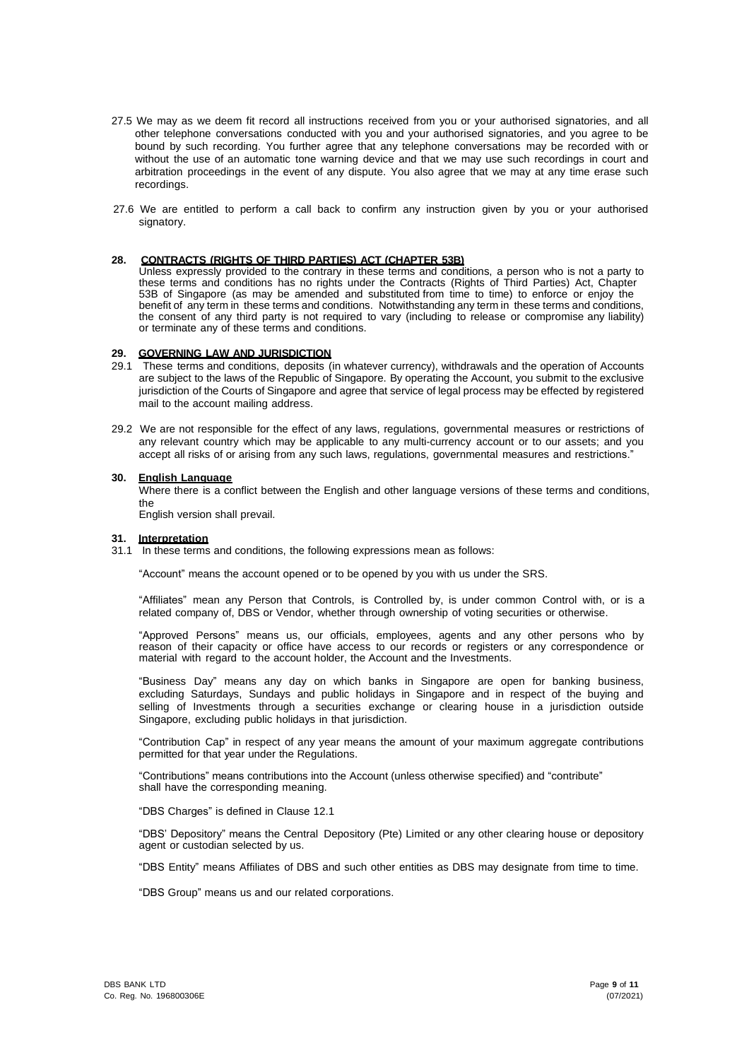27.5 We may as we deem fit record all instructions received from you or your authorised signatories, and all other telephone conversations conducted with you and your authorised signatories, and you agree to be bound by such recording. You further agree that any telephone conversations may be recorded with or without the use of an automatic tone warning device and that we may use such recordings in court and arbitration proceedings in the event of any dispute. You also agree that we may at any time erase such recordings.

27.6 We are entitled to perform a call back to confirm any instruction given by you or your authorised signatory.

## 28. CONTRACTS (RIGHTS OF THIRD PARTIES) ACT (CHAPTER 53B)

Unless expressly provided to the contrary in these terms and conditions, a person who is not a party to these terms and conditions has no rights under the Contracts (Rights of Third Parties) Act, Chapter 53B of Singapore (as may be amended and substituted from time to time) to enforce or enjoy the benefit of any term in these terms and conditions. Notwithstanding any term in these terms and conditions, the consent of any third party is not required to vary (including to release or compromise any liability) or terminate any of these terms and conditions.

## 29. GOVERNING LAW AND JURISDICTION

29.1 These terms and conditions, deposits (in whatever currency), withdrawals and the operation of Accounts are subject to the laws of the Republic of Singapore. By operating the Account, you submit to the exclusive jurisdiction of the Courts of Singapore and agree that service of legal process may be effected by registered mail to the account mailing address.

29.2 We are not responsible for the effect of any laws, regulations, governmental measures or restrictions of any relevant country which may be applicable to any multi-currency account or to our assets; and you accept all risks of or arising from any such laws, regulations, governmental measures and restrictions."

## 30. English Language

Where there is a conflict between the English and other language versions of these terms and conditions, the
English version shall prevail.

## 31. Interpretation

31.1 In these terms and conditions, the following expressions mean as follows:

"Account" means the account opened or to be opened by you with us under the SRS.

"Affiliates" mean any Person that Controls, is Controlled by, is under common Control with, or is a related company of, DBS or Vendor, whether through ownership of voting securities or otherwise.

"Approved Persons" means us, our officials, employees, agents and any other persons who by reason of their capacity or office have access to our records or registers or any correspondence or material with regard to the account holder, the Account and the Investments.

"Business Day" means any day on which banks in Singapore are open for banking business, excluding Saturdays, Sundays and public holidays in Singapore and in respect of the buying and selling of Investments through a securities exchange or clearing house in a jurisdiction outside Singapore, excluding public holidays in that jurisdiction.

"Contribution Cap" in respect of any year means the amount of your maximum aggregate contributions permitted for that year under the Regulations.

"Contributions" means contributions into the Account (unless otherwise specified) and "contribute" shall have the corresponding meaning.

"DBS Charges" is defined in Clause 12.1

"DBS' Depository" means the Central Depository (Pte) Limited or any other clearing house or depository agent or custodian selected by us.

"DBS Entity" means Affiliates of DBS and such other entities as DBS may designate from time to time.

"DBS Group" means us and our related corporations.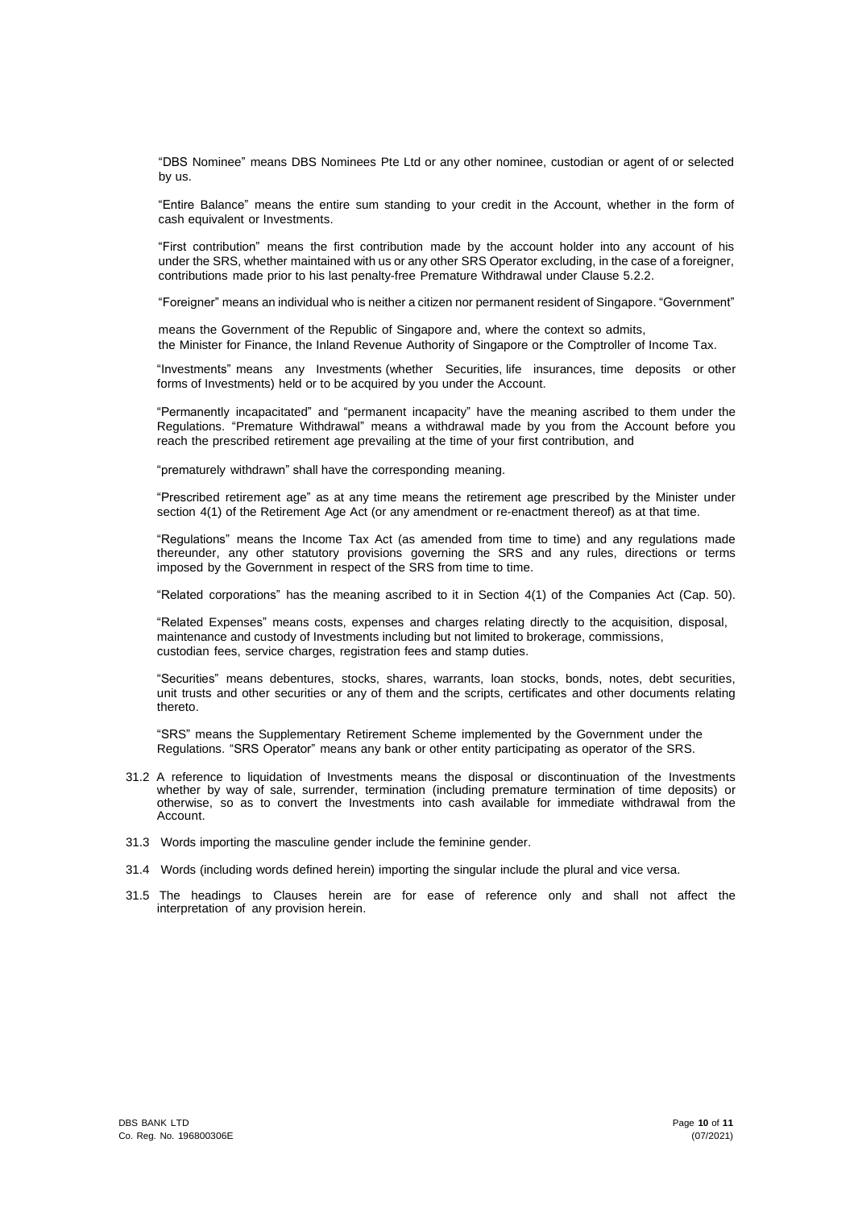"DBS Nominee" means DBS Nominees Pte Ltd or any other nominee, custodian or agent of or selected by us.

"Entire Balance" means the entire sum standing to your credit in the Account, whether in the form of cash equivalent or Investments.

"First contribution" means the first contribution made by the account holder into any account of his under the SRS, whether maintained with us or any other SRS Operator excluding, in the case of a foreigner, contributions made prior to his last penalty-free Premature Withdrawal under Clause 5.2.2.

"Foreigner" means an individual who is neither a citizen nor permanent resident of Singapore. "Government" means the Government of the Republic of Singapore and, where the context so admits, the Minister for Finance, the Inland Revenue Authority of Singapore or the Comptroller of Income Tax.

"Investments" means any Investments (whether Securities, life insurances, time deposits or other forms of Investments) held or to be acquired by you under the Account.

"Permanently incapacitated" and "permanent incapacity" have the meaning ascribed to them under the Regulations. "Premature Withdrawal" means a withdrawal made by you from the Account before you reach the prescribed retirement age prevailing at the time of your first contribution, and "prematurely withdrawn" shall have the corresponding meaning.

"Prescribed retirement age" as at any time means the retirement age prescribed by the Minister under section 4(1) of the Retirement Age Act (or any amendment or re-enactment thereof) as at that time.

"Regulations" means the Income Tax Act (as amended from time to time) and any regulations made thereunder, any other statutory provisions governing the SRS and any rules, directions or terms imposed by the Government in respect of the SRS from time to time.

"Related corporations" has the meaning ascribed to it in Section 4(1) of the Companies Act (Cap. 50).

"Related Expenses" means costs, expenses and charges relating directly to the acquisition, disposal, maintenance and custody of Investments including but not limited to brokerage, commissions, custodian fees, service charges, registration fees and stamp duties.

"Securities" means debentures, stocks, shares, warrants, loan stocks, bonds, notes, debt securities, unit trusts and other securities or any of them and the scripts, certificates and other documents relating thereto.

"SRS" means the Supplementary Retirement Scheme implemented by the Government under the Regulations. "SRS Operator" means any bank or other entity participating as operator of the SRS.

31.2 A reference to liquidation of Investments means the disposal or discontinuation of the Investments whether by way of sale, surrender, termination (including premature termination of time deposits) or otherwise, so as to convert the Investments into cash available for immediate withdrawal from the Account.

31.3 Words importing the masculine gender include the feminine gender.

31.4 Words (including words defined herein) importing the singular include the plural and vice versa.

31.5 The headings to Clauses herein are for ease of reference only and shall not affect the interpretation of any provision herein.